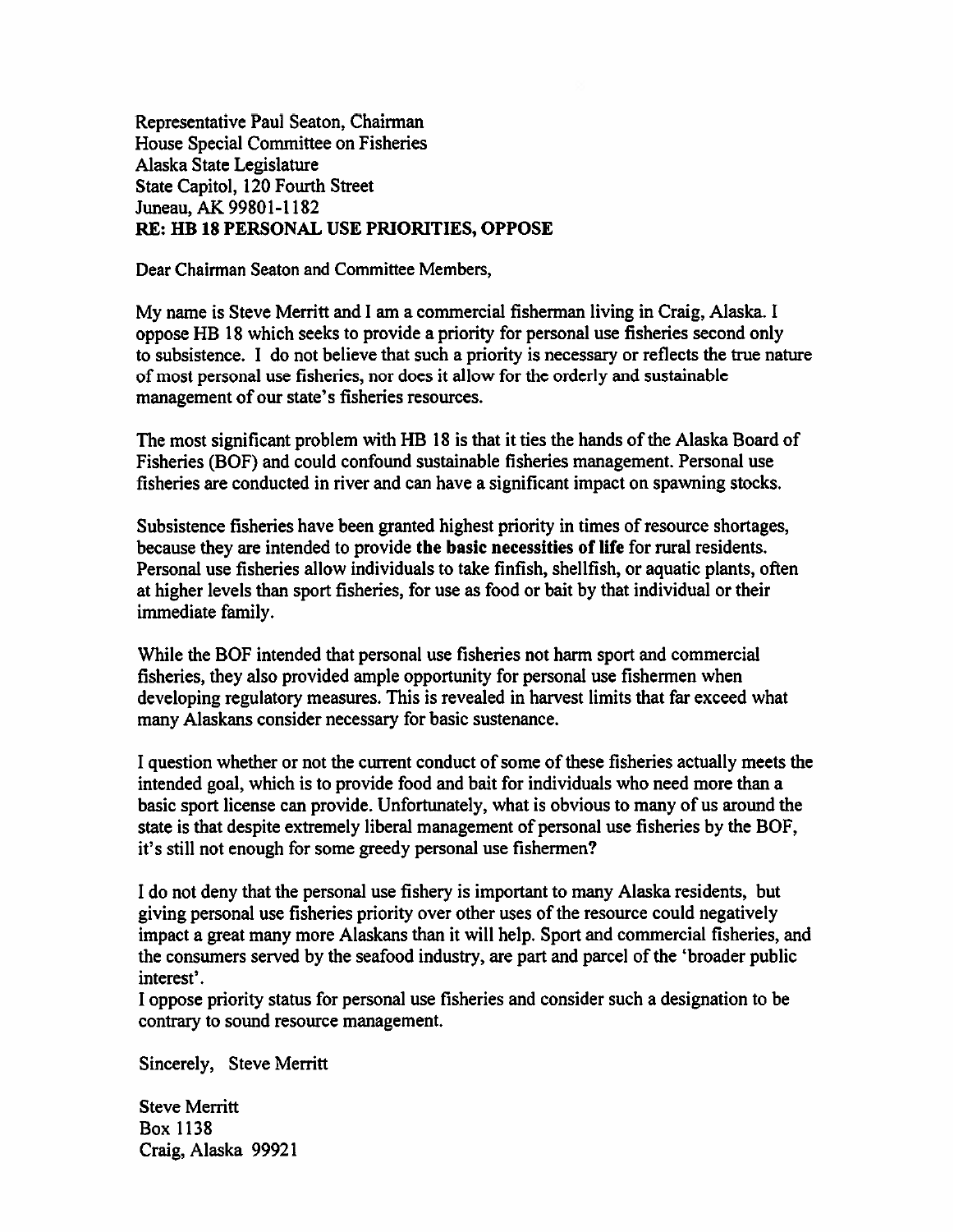Representative Paul Seaton, Chairman
House Special Committee on Fisheries
Alaska State Legislature
State Capitol, 120 Fourth Street
Juneau, AK 99801-1182
**RE: HB 18 PERSONAL USE PRIORITIES, OPPOSE**

Dear Chairman Seaton and Committee Members,

My name is Steve Merritt and I am a commercial fisherman living in Craig, Alaska. I oppose HB 18 which seeks to provide a priority for personal use fisheries second only to subsistence. I do not believe that such a priority is necessary or reflects the true nature of most personal use fisheries, nor does it allow for the orderly and sustainable management of our state's fisheries resources.

The most significant problem with HB 18 is that it ties the hands of the Alaska Board of Fisheries (BOF) and could confound sustainable fisheries management. Personal use fisheries are conducted in river and can have a significant impact on spawning stocks.

Subsistence fisheries have been granted highest priority in times of resource shortages, because they are intended to provide **the basic necessities of life** for rural residents. Personal use fisheries allow individuals to take finfish, shellfish, or aquatic plants, often at higher levels than sport fisheries, for use as food or bait by that individual or their immediate family.

While the BOF intended that personal use fisheries not harm sport and commercial fisheries, they also provided ample opportunity for personal use fishermen when developing regulatory measures. This is revealed in harvest limits that far exceed what many Alaskans consider necessary for basic sustenance.

I question whether or not the current conduct of some of these fisheries actually meets the intended goal, which is to provide food and bait for individuals who need more than a basic sport license can provide. Unfortunately, what is obvious to many of us around the state is that despite extremely liberal management of personal use fisheries by the BOF, it's still not enough for some greedy personal use fishermen?

I do not deny that the personal use fishery is important to many Alaska residents, but giving personal use fisheries priority over other uses of the resource could negatively impact a great many more Alaskans than it will help. Sport and commercial fisheries, and the consumers served by the seafood industry, are part and parcel of the 'broader public interest'.

I oppose priority status for personal use fisheries and consider such a designation to be contrary to sound resource management.

Sincerely, Steve Merritt

Steve Merritt
Box 1138
Craig, Alaska 99921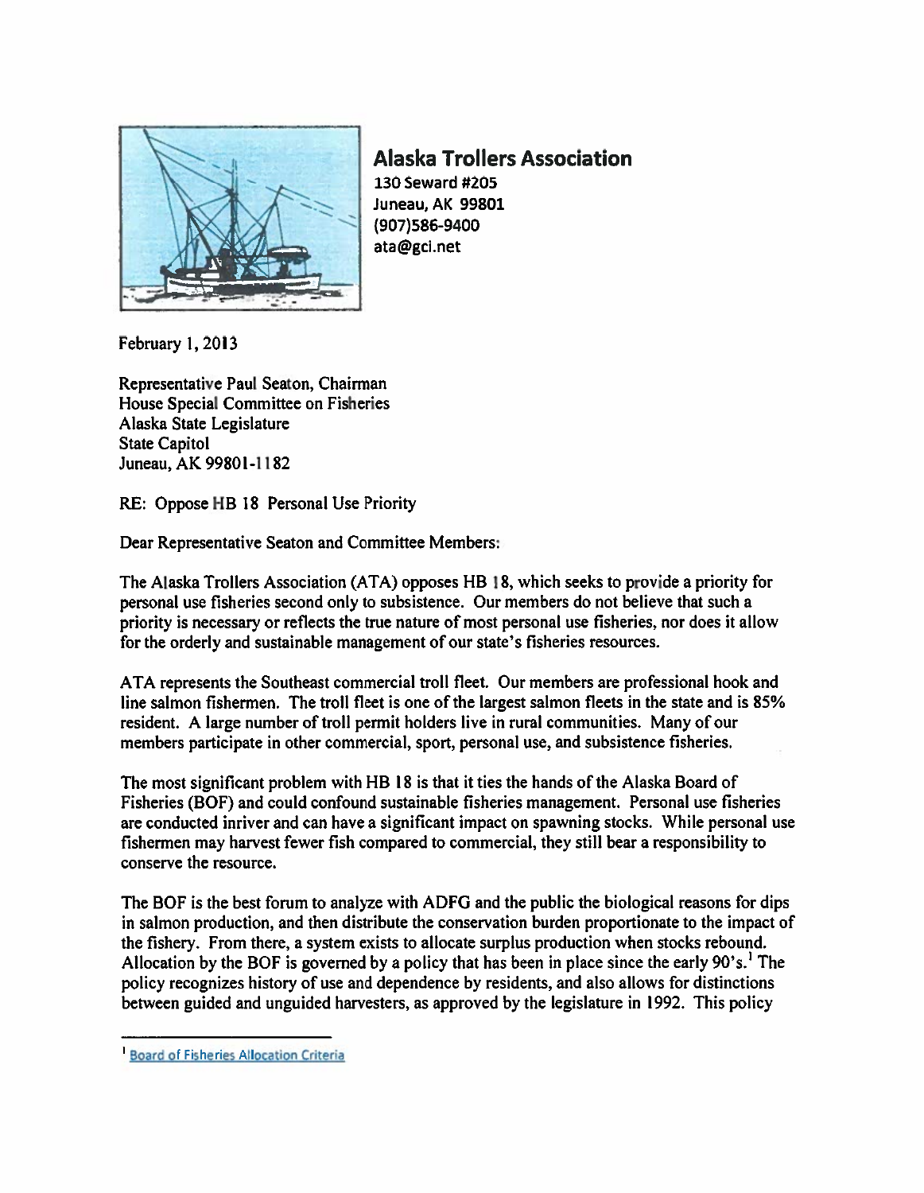## Alaska Trollers Association

130 Seward #205
Juneau, AK 99801
(907)586-9400
ata@gci.net

February 1, 2013

Representative Paul Seaton, Chairman
House Special Committee on Fisheries
Alaska State Legislature
State Capitol
Juneau, AK 99801-1182

RE: Oppose HB 18 Personal Use Priority

Dear Representative Seaton and Committee Members:

The Alaska Trollers Association (ATA) opposes HB 18, which seeks to provide a priority for personal use fisheries second only to subsistence. Our members do not believe that such a priority is necessary or reflects the true nature of most personal use fisheries, nor does it allow for the orderly and sustainable management of our state's fisheries resources.

ATA represents the Southeast commercial troll fleet. Our members are professional hook and line salmon fishermen. The troll fleet is one of the largest salmon fleets in the state and is 85% resident. A large number of troll permit holders live in rural communities. Many of our members participate in other commercial, sport, personal use, and subsistence fisheries.

The most significant problem with HB 18 is that it ties the hands of the Alaska Board of Fisheries (BOF) and could confound sustainable fisheries management. Personal use fisheries are conducted inriver and can have a significant impact on spawning stocks. While personal use fishermen may harvest fewer fish compared to commercial, they still bear a responsibility to conserve the resource.

The BOF is the best forum to analyze with ADFG and the public the biological reasons for dips in salmon production, and then distribute the conservation burden proportionate to the impact of the fishery. From there, a system exists to allocate surplus production when stocks rebound. Allocation by the BOF is governed by a policy that has been in place since the early 90's.[1] The policy recognizes history of use and dependence by residents, and also allows for distinctions between guided and unguided harvesters, as approved by the legislature in 1992. This policy

[1] Board of Fisheries Allocation Criteria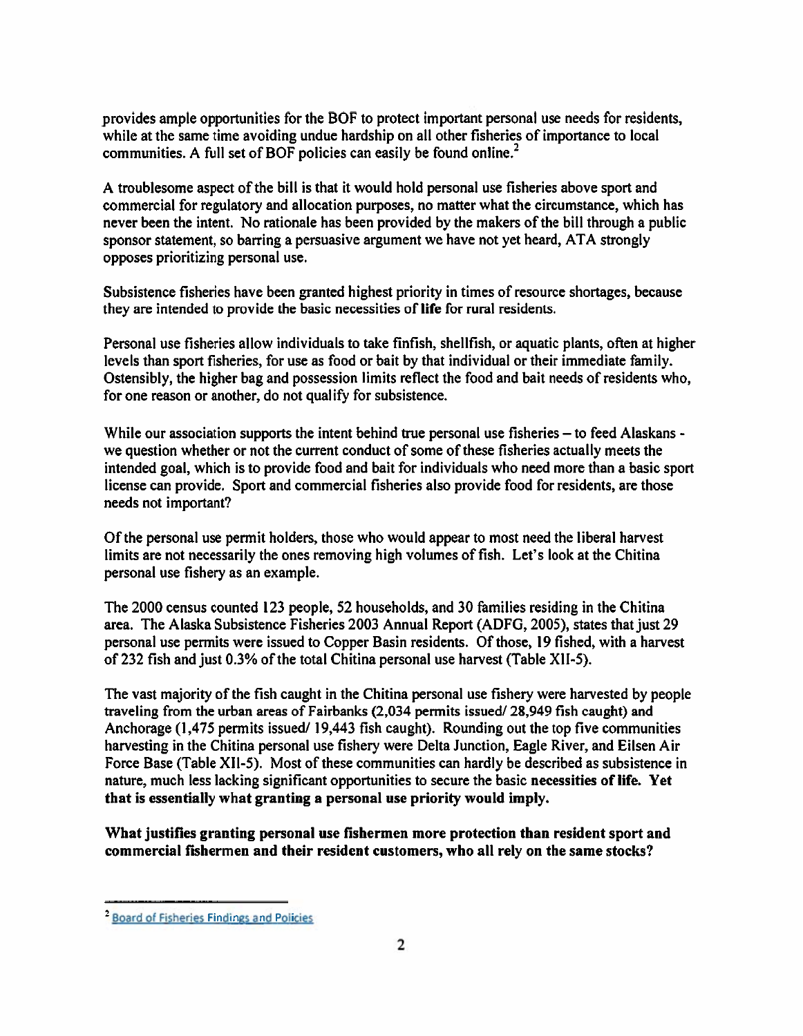provides ample opportunities for the BOF to protect important personal use needs for residents, while at the same time avoiding undue hardship on all other fisheries of importance to local communities. A full set of BOF policies can easily be found online.[2]

A troublesome aspect of the bill is that it would hold personal use fisheries above sport and commercial for regulatory and allocation purposes, no matter what the circumstance, which has never been the intent. No rationale has been provided by the makers of the bill through a public sponsor statement, so barring a persuasive argument we have not yet heard, ATA strongly opposes prioritizing personal use.

Subsistence fisheries have been granted highest priority in times of resource shortages, because they are intended to provide the basic necessities of life for rural residents.

Personal use fisheries allow individuals to take finfish, shellfish, or aquatic plants, often at higher levels than sport fisheries, for use as food or bait by that individual or their immediate family. Ostensibly, the higher bag and possession limits reflect the food and bait needs of residents who, for one reason or another, do not qualify for subsistence.

While our association supports the intent behind true personal use fisheries – to feed Alaskans - we question whether or not the current conduct of some of these fisheries actually meets the intended goal, which is to provide food and bait for individuals who need more than a basic sport license can provide. Sport and commercial fisheries also provide food for residents, are those needs not important?

Of the personal use permit holders, those who would appear to most need the liberal harvest limits are not necessarily the ones removing high volumes of fish. Let's look at the Chitina personal use fishery as an example.

The 2000 census counted 123 people, 52 households, and 30 families residing in the Chitina area. The Alaska Subsistence Fisheries 2003 Annual Report (ADFG, 2005), states that just 29 personal use permits were issued to Copper Basin residents. Of those, 19 fished, with a harvest of 232 fish and just 0.3% of the total Chitina personal use harvest (Table XII-5).

The vast majority of the fish caught in the Chitina personal use fishery were harvested by people traveling from the urban areas of Fairbanks (2,034 permits issued/ 28,949 fish caught) and Anchorage (1,475 permits issued/ 19,443 fish caught). Rounding out the top five communities harvesting in the Chitina personal use fishery were Delta Junction, Eagle River, and Eilsen Air Force Base (Table XII-5). Most of these communities can hardly be described as subsistence in nature, much less lacking significant opportunities to secure the basic **necessities of life. Yet that is essentially what granting a personal use priority would imply.**

**What justifies granting personal use fishermen more protection than resident sport and commercial fishermen and their resident customers, who all rely on the same stocks?**

---

[2] Board of Fisheries Findings and Policies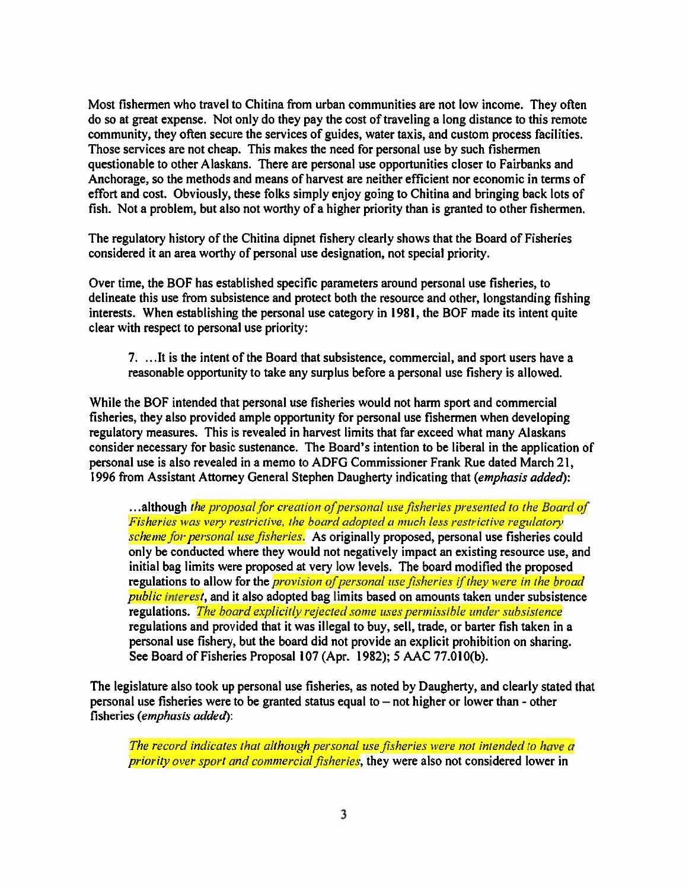Most fishermen who travel to Chitina from urban communities are not low income. They often do so at great expense. Not only do they pay the cost of traveling a long distance to this remote community, they often secure the services of guides, water taxis, and custom process facilities. Those services are not cheap. This makes the need for personal use by such fishermen questionable to other Alaskans. There are personal use opportunities closer to Fairbanks and Anchorage, so the methods and means of harvest are neither efficient nor economic in terms of effort and cost. Obviously, these folks simply enjoy going to Chitina and bringing back lots of fish. Not a problem, but also not worthy of a higher priority than is granted to other fishermen.

The regulatory history of the Chitina dipnet fishery clearly shows that the Board of Fisheries considered it an area worthy of personal use designation, not special priority.

Over time, the BOF has established specific parameters around personal use fisheries, to delineate this use from subsistence and protect both the resource and other, longstanding fishing interests. When establishing the personal use category in 1981, the BOF made its intent quite clear with respect to personal use priority:

> 7. ...It is the intent of the Board that subsistence, commercial, and sport users have a reasonable opportunity to take any surplus before a personal use fishery is allowed.

While the BOF intended that personal use fisheries would not harm sport and commercial fisheries, they also provided ample opportunity for personal use fishermen when developing regulatory measures. This is revealed in harvest limits that far exceed what many Alaskans consider necessary for basic sustenance. The Board's intention to be liberal in the application of personal use is also revealed in a memo to ADFG Commissioner Frank Rue dated March 21, 1996 from Assistant Attorney General Stephen Daugherty indicating that (*emphasis added*):

> ...although *the proposal for creation of personal use fisheries presented to the Board of Fisheries was very restrictive, the board adopted a much less restrictive regulatory scheme for personal use fisheries.* As originally proposed, personal use fisheries could only be conducted where they would not negatively impact an existing resource use, and initial bag limits were proposed at very low levels. The board modified the proposed regulations to allow for the *provision of personal use fisheries if they were in the broad public interest*, and it also adopted bag limits based on amounts taken under subsistence regulations. *The board explicitly rejected some uses permissible under subsistence* regulations and provided that it was illegal to buy, sell, trade, or barter fish taken in a personal use fishery, but the board did not provide an explicit prohibition on sharing. See Board of Fisheries Proposal 107 (Apr. 1982); 5 AAC 77.010(b).

The legislature also took up personal use fisheries, as noted by Daugherty, and clearly stated that personal use fisheries were to be granted status equal to – not higher or lower than - other fisheries (*emphasis added*):

> *The record indicates that although personal use fisheries were not intended to have a priority over sport and commercial fisheries*, they were also not considered lower in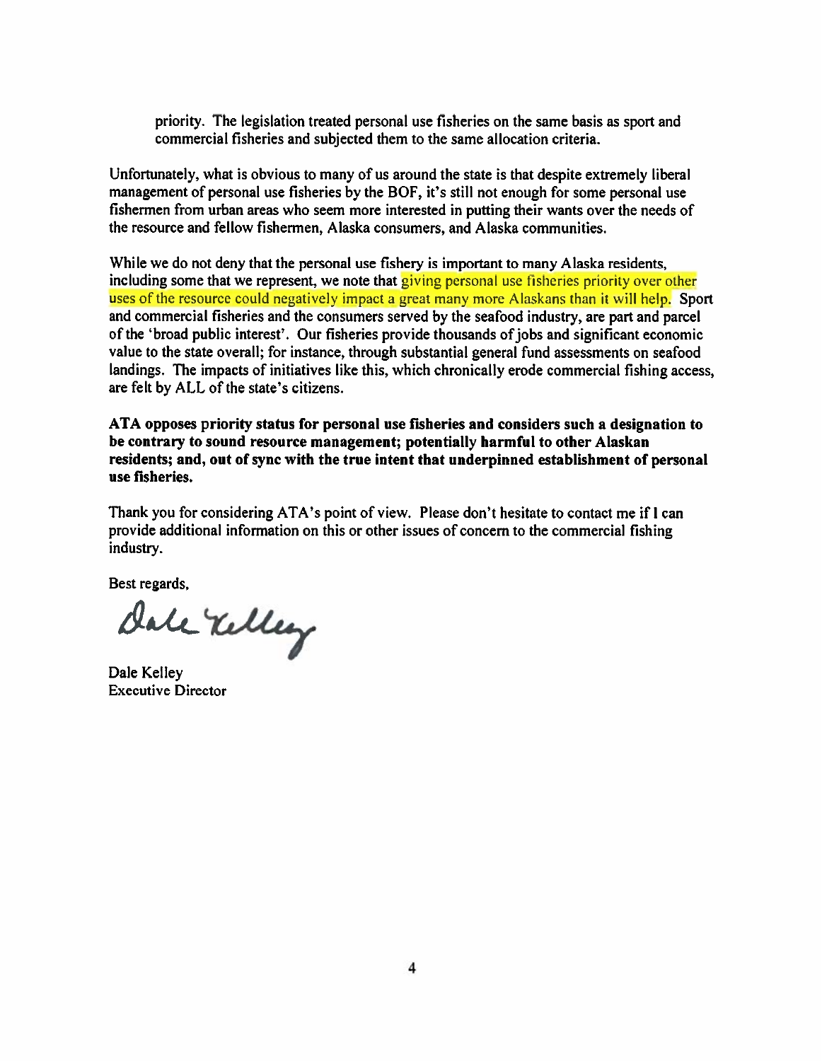priority. The legislation treated personal use fisheries on the same basis as sport and commercial fisheries and subjected them to the same allocation criteria.

Unfortunately, what is obvious to many of us around the state is that despite extremely liberal management of personal use fisheries by the BOF, it's still not enough for some personal use fishermen from urban areas who seem more interested in putting their wants over the needs of the resource and fellow fishermen, Alaska consumers, and Alaska communities.

While we do not deny that the personal use fishery is important to many Alaska residents, including some that we represent, we note that giving personal use fisheries priority over other uses of the resource could negatively impact a great many more Alaskans than it will help. Sport and commercial fisheries and the consumers served by the seafood industry, are part and parcel of the 'broad public interest'. Our fisheries provide thousands of jobs and significant economic value to the state overall; for instance, through substantial general fund assessments on seafood landings. The impacts of initiatives like this, which chronically erode commercial fishing access, are felt by ALL of the state's citizens.

**ATA opposes priority status for personal use fisheries and considers such a designation to be contrary to sound resource management; potentially harmful to other Alaskan residents; and, out of sync with the true intent that underpinned establishment of personal use fisheries.**

Thank you for considering ATA's point of view. Please don't hesitate to contact me if I can provide additional information on this or other issues of concern to the commercial fishing industry.

Best regards,

Dale Kelley

Dale Kelley
Executive Director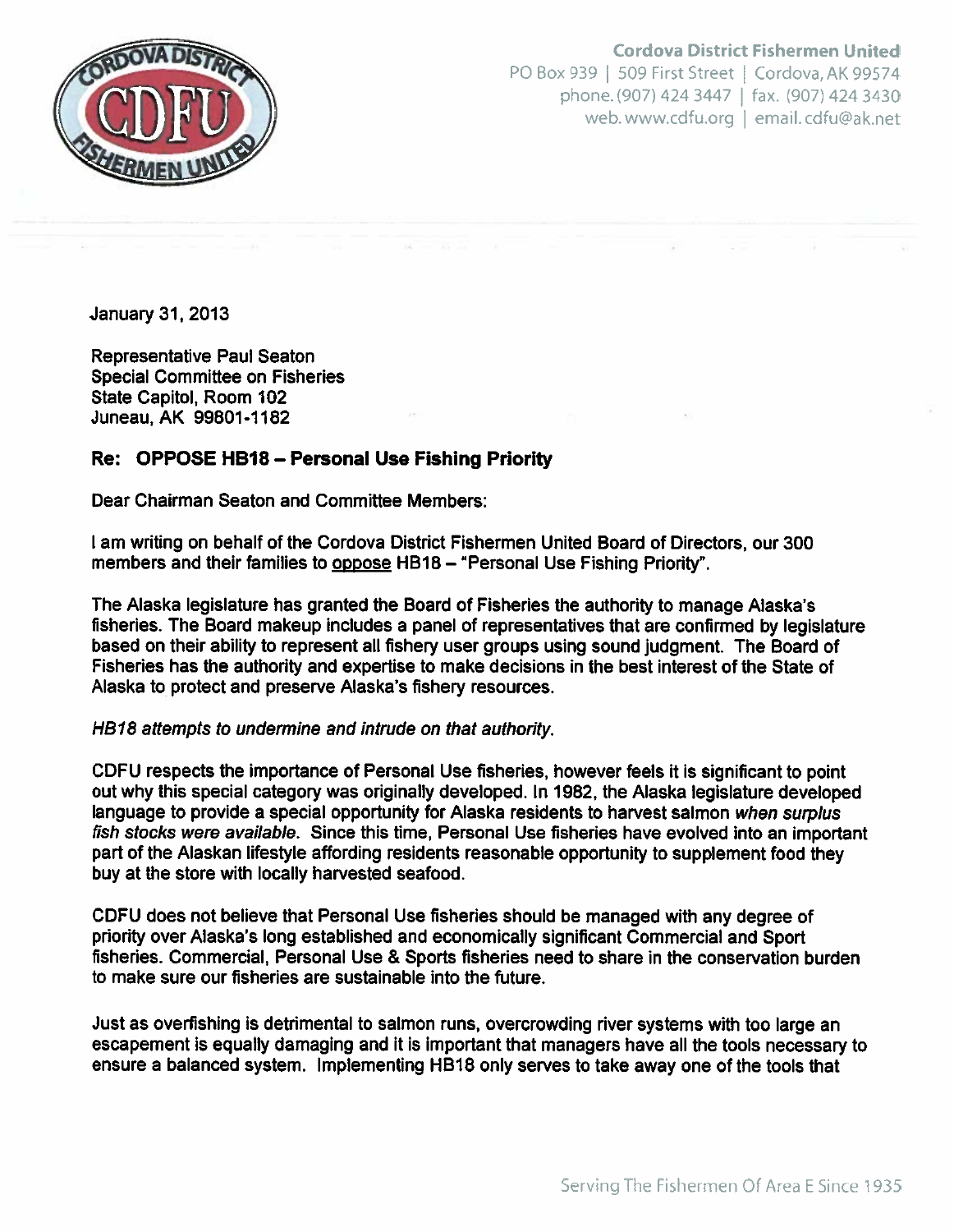**Cordova District Fishermen United**
PO Box 939 | 509 First Street | Cordova, AK 99574
phone. (907) 424 3447 | fax. (907) 424 3430
web. www.cdfu.org | email. cdfu@ak.net

January 31, 2013

Representative Paul Seaton
Special Committee on Fisheries
State Capitol, Room 102
Juneau, AK 99801-1182

**Re: OPPOSE HB18 – Personal Use Fishing Priority**

Dear Chairman Seaton and Committee Members:

I am writing on behalf of the Cordova District Fishermen United Board of Directors, our 300 members and their families to oppose HB18 – "Personal Use Fishing Priority".

The Alaska legislature has granted the Board of Fisheries the authority to manage Alaska's fisheries. The Board makeup includes a panel of representatives that are confirmed by legislature based on their ability to represent all fishery user groups using sound judgment. The Board of Fisheries has the authority and expertise to make decisions in the best interest of the State of Alaska to protect and preserve Alaska's fishery resources.

*HB18 attempts to undermine and intrude on that authority.*

CDFU respects the importance of Personal Use fisheries, however feels it is significant to point out why this special category was originally developed. In 1982, the Alaska legislature developed language to provide a special opportunity for Alaska residents to harvest salmon *when surplus fish stocks were available.* Since this time, Personal Use fisheries have evolved into an important part of the Alaskan lifestyle affording residents reasonable opportunity to supplement food they buy at the store with locally harvested seafood.

CDFU does not believe that Personal Use fisheries should be managed with any degree of priority over Alaska's long established and economically significant Commercial and Sport fisheries. Commercial, Personal Use & Sports fisheries need to share in the conservation burden to make sure our fisheries are sustainable into the future.

Just as overfishing is detrimental to salmon runs, overcrowding river systems with too large an escapement is equally damaging and it is important that managers have all the tools necessary to ensure a balanced system. Implementing HB18 only serves to take away one of the tools that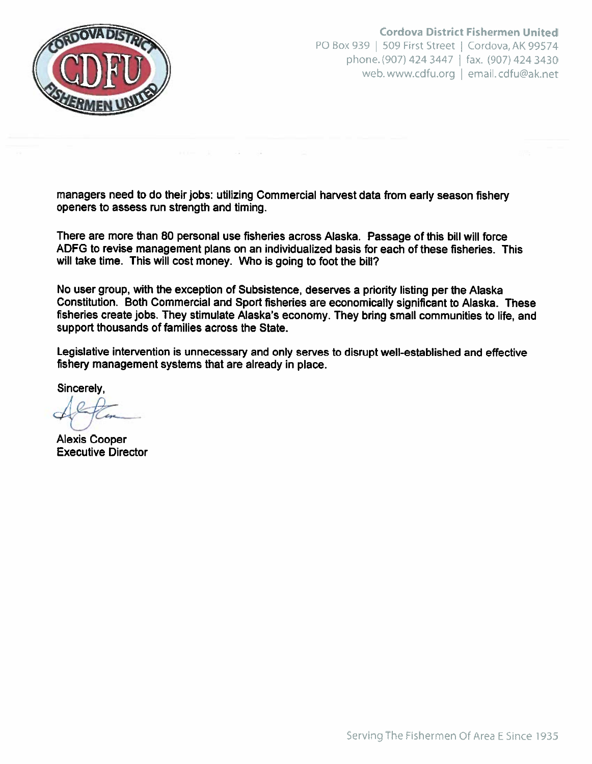managers need to do their jobs: utilizing Commercial harvest data from early season fishery openers to assess run strength and timing.

There are more than 80 personal use fisheries across Alaska. Passage of this bill will force ADFG to revise management plans on an individualized basis for each of these fisheries. This will take time. This will cost money. Who is going to foot the bill?

No user group, with the exception of Subsistence, deserves a priority listing per the Alaska Constitution. Both Commercial and Sport fisheries are economically significant to Alaska. These fisheries create jobs. They stimulate Alaska's economy. They bring small communities to life, and support thousands of families across the State.

Legislative intervention is unnecessary and only serves to disrupt well-established and effective fishery management systems that are already in place.

Sincerely,

Alexis Cooper
Executive Director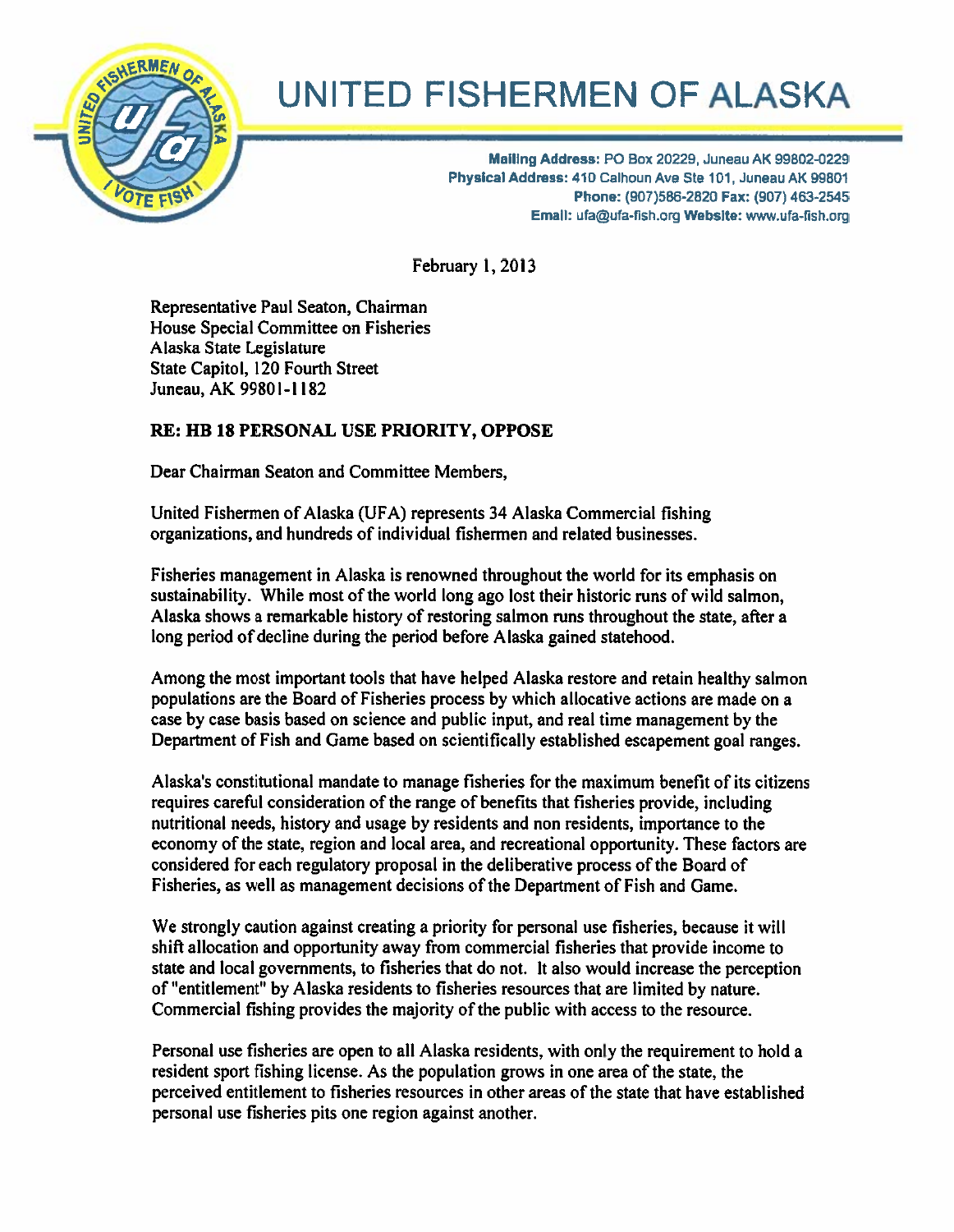# UNITED FISHERMEN OF ALASKA

**Mailing Address:** PO Box 20229, Juneau AK 99802-0229
**Physical Address:** 410 Calhoun Ave Ste 101, Juneau AK 99801
**Phone:** (907)586-2820 **Fax:** (907) 463-2545
**Email:** ufa@ufa-fish.org **Website:** www.ufa-fish.org

February 1, 2013

Representative Paul Seaton, Chairman
House Special Committee on Fisheries
Alaska State Legislature
State Capitol, 120 Fourth Street
Juneau, AK 99801-1182

**RE: HB 18 PERSONAL USE PRIORITY, OPPOSE**

Dear Chairman Seaton and Committee Members,

United Fishermen of Alaska (UFA) represents 34 Alaska Commercial fishing organizations, and hundreds of individual fishermen and related businesses.

Fisheries management in Alaska is renowned throughout the world for its emphasis on sustainability. While most of the world long ago lost their historic runs of wild salmon, Alaska shows a remarkable history of restoring salmon runs throughout the state, after a long period of decline during the period before Alaska gained statehood.

Among the most important tools that have helped Alaska restore and retain healthy salmon populations are the Board of Fisheries process by which allocative actions are made on a case by case basis based on science and public input, and real time management by the Department of Fish and Game based on scientifically established escapement goal ranges.

Alaska's constitutional mandate to manage fisheries for the maximum benefit of its citizens requires careful consideration of the range of benefits that fisheries provide, including nutritional needs, history and usage by residents and non residents, importance to the economy of the state, region and local area, and recreational opportunity. These factors are considered for each regulatory proposal in the deliberative process of the Board of Fisheries, as well as management decisions of the Department of Fish and Game.

We strongly caution against creating a priority for personal use fisheries, because it will shift allocation and opportunity away from commercial fisheries that provide income to state and local governments, to fisheries that do not. It also would increase the perception of "entitlement" by Alaska residents to fisheries resources that are limited by nature. Commercial fishing provides the majority of the public with access to the resource.

Personal use fisheries are open to all Alaska residents, with only the requirement to hold a resident sport fishing license. As the population grows in one area of the state, the perceived entitlement to fisheries resources in other areas of the state that have established personal use fisheries pits one region against another.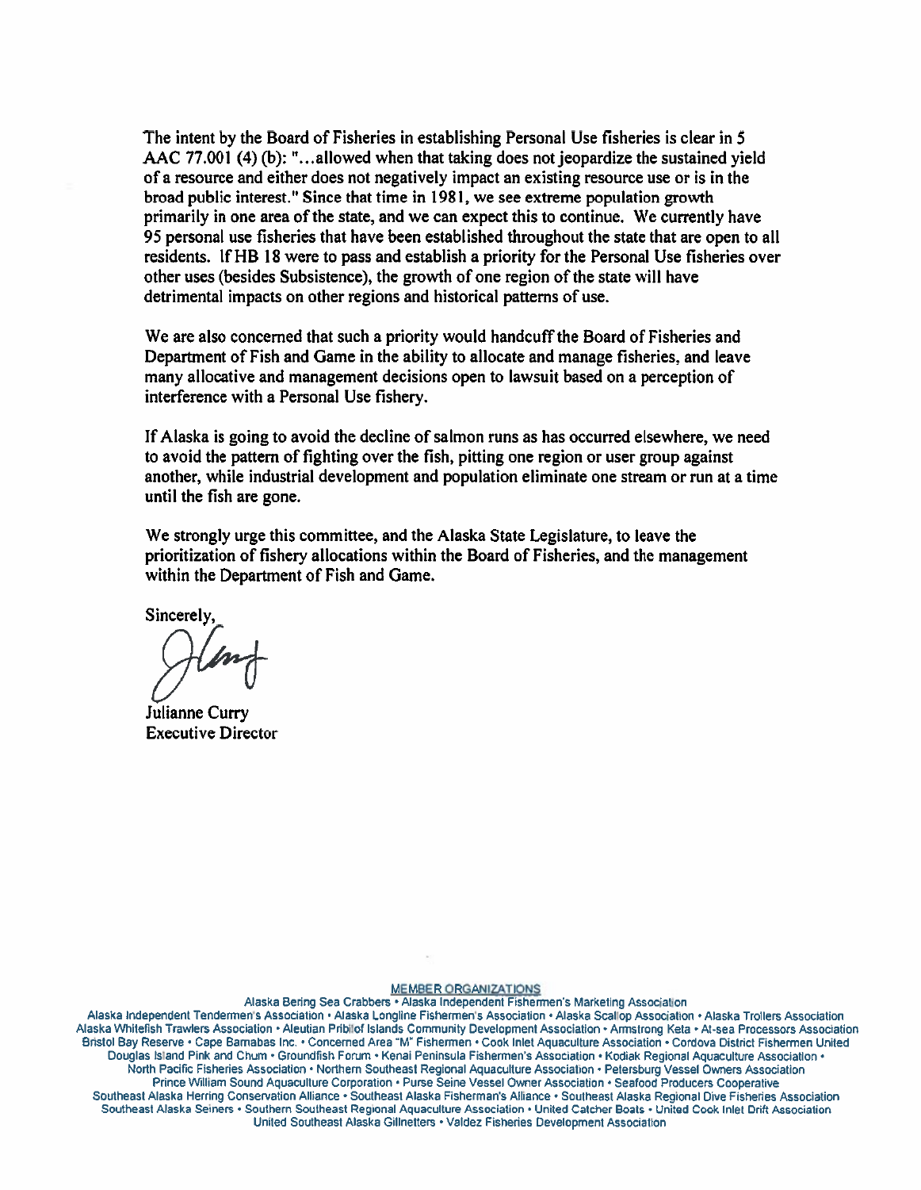The intent by the Board of Fisheries in establishing Personal Use fisheries is clear in 5 AAC 77.001 (4) (b): "...allowed when that taking does not jeopardize the sustained yield of a resource and either does not negatively impact an existing resource use or is in the broad public interest." Since that time in 1981, we see extreme population growth primarily in one area of the state, and we can expect this to continue. We currently have 95 personal use fisheries that have been established throughout the state that are open to all residents. If HB 18 were to pass and establish a priority for the Personal Use fisheries over other uses (besides Subsistence), the growth of one region of the state will have detrimental impacts on other regions and historical patterns of use.

We are also concerned that such a priority would handcuff the Board of Fisheries and Department of Fish and Game in the ability to allocate and manage fisheries, and leave many allocative and management decisions open to lawsuit based on a perception of interference with a Personal Use fishery.

If Alaska is going to avoid the decline of salmon runs as has occurred elsewhere, we need to avoid the pattern of fighting over the fish, pitting one region or user group against another, while industrial development and population eliminate one stream or run at a time until the fish are gone.

We strongly urge this committee, and the Alaska State Legislature, to leave the prioritization of fishery allocations within the Board of Fisheries, and the management within the Department of Fish and Game.

Sincerely,

Julianne Curry
Executive Director

MEMBER ORGANIZATIONS

Alaska Bering Sea Crabbers • Alaska Independent Fishermen's Marketing Association
Alaska Independent Tendermen's Association • Alaska Longline Fishermen's Association • Alaska Scallop Association • Alaska Trollers Association
Alaska Whitefish Trawlers Association • Aleutian Pribilof Islands Community Development Association • Armstrong Keta • At-sea Processors Association
Bristol Bay Reserve • Cape Barnabas Inc. • Concerned Area "M" Fishermen • Cook Inlet Aquaculture Association • Cordova District Fishermen United
Douglas Island Pink and Chum • Groundfish Forum • Kenai Peninsula Fishermen's Association • Kodiak Regional Aquaculture Association •
North Pacific Fisheries Association • Northern Southeast Regional Aquaculture Association • Petersburg Vessel Owners Association
Prince William Sound Aquaculture Corporation • Purse Seine Vessel Owner Association • Seafood Producers Cooperative
Southeast Alaska Herring Conservation Alliance • Southeast Alaska Fisherman's Alliance • Southeast Alaska Regional Dive Fisheries Association
Southeast Alaska Seiners • Southern Southeast Regional Aquaculture Association • United Catcher Boats • United Cook Inlet Drift Association
United Southeast Alaska Gillnetters • Valdez Fisheries Development Association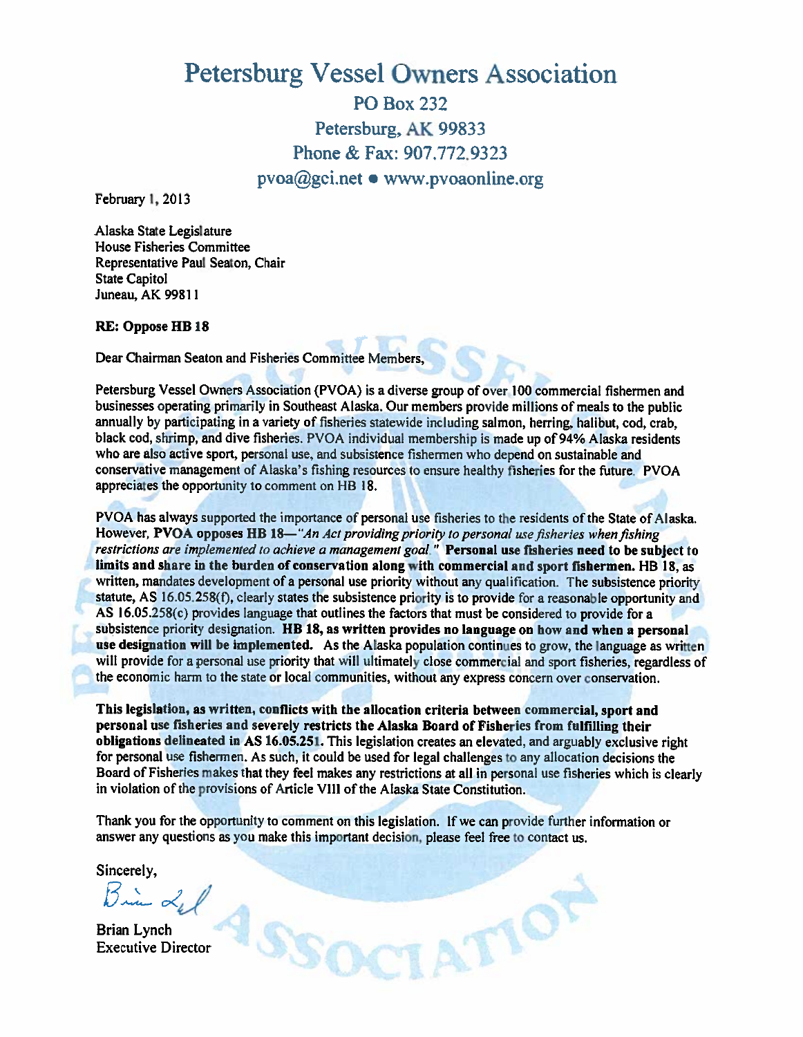# Petersburg Vessel Owners Association

PO Box 232
Petersburg, AK 99833
Phone & Fax: 907.772.9323
pvoa@gci.net • www.pvoaonline.org

February 1, 2013

Alaska State Legislature
House Fisheries Committee
Representative Paul Seaton, Chair
State Capitol
Juneau, AK 99811

**RE: Oppose HB 18**

Dear Chairman Seaton and Fisheries Committee Members,

Petersburg Vessel Owners Association (PVOA) is a diverse group of over 100 commercial fishermen and businesses operating primarily in Southeast Alaska. Our members provide millions of meals to the public annually by participating in a variety of fisheries statewide including salmon, herring, halibut, cod, crab, black cod, shrimp, and dive fisheries. PVOA individual membership is made up of 94% Alaska residents who are also active sport, personal use, and subsistence fishermen who depend on sustainable and conservative management of Alaska's fishing resources to ensure healthy fisheries for the future. PVOA appreciates the opportunity to comment on HB 18.

PVOA has always supported the importance of personal use fisheries to the residents of the State of Alaska. However, **PVOA opposes HB 18—***"An Act providing priority to personal use fisheries when fishing restrictions are implemented to achieve a management goal."* **Personal use fisheries need to be subject to limits and share in the burden of conservation along with commercial and sport fishermen.** HB 18, as written, mandates development of a personal use priority without any qualification. The subsistence priority statute, AS 16.05.258(f), clearly states the subsistence priority is to provide for a reasonable opportunity and AS 16.05.258(c) provides language that outlines the factors that must be considered to provide for a subsistence priority designation. **HB 18, as written provides no language on how and when a personal use designation will be implemented.** As the Alaska population continues to grow, the language as written will provide for a personal use priority that will ultimately close commercial and sport fisheries, regardless of the economic harm to the state or local communities, without any express concern over conservation.

**This legislation, as written, conflicts with the allocation criteria between commercial, sport and personal use fisheries and severely restricts the Alaska Board of Fisheries from fulfilling their obligations delineated in AS 16.05.251.** This legislation creates an elevated, and arguably exclusive right for personal use fishermen. As such, it could be used for legal challenges to any allocation decisions the Board of Fisheries makes that they feel makes any restrictions at all in personal use fisheries which is clearly in violation of the provisions of Article VIII of the Alaska State Constitution.

Thank you for the opportunity to comment on this legislation. If we can provide further information or answer any questions as you make this important decision, please feel free to contact us.

Sincerely,

Brian Lynch
Executive Director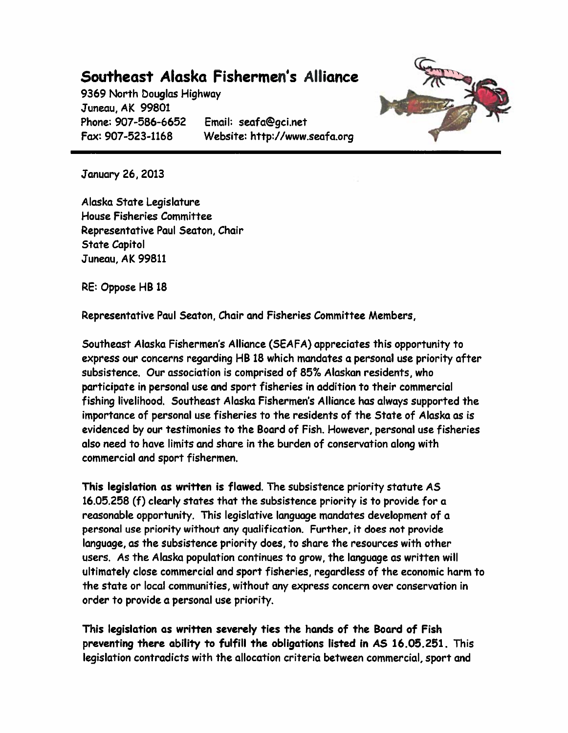## Southeast Alaska Fishermen's Alliance

9369 North Douglas Highway
Juneau, AK 99801
Phone: 907-586-6652 Email: seafa@gci.net
Fax: 907-523-1168 Website: http://www.seafa.org

---

January 26, 2013

Alaska State Legislature
House Fisheries Committee
Representative Paul Seaton, Chair
State Capitol
Juneau, AK 99811

RE: Oppose HB 18

Representative Paul Seaton, Chair and Fisheries Committee Members,

Southeast Alaska Fishermen's Alliance (SEAFA) appreciates this opportunity to express our concerns regarding HB 18 which mandates a personal use priority after subsistence. Our association is comprised of 85% Alaskan residents, who participate in personal use and sport fisheries in addition to their commercial fishing livelihood. Southeast Alaska Fishermen's Alliance has always supported the importance of personal use fisheries to the residents of the State of Alaska as is evidenced by our testimonies to the Board of Fish. However, personal use fisheries also need to have limits and share in the burden of conservation along with commercial and sport fishermen.

**This legislation as written is flawed.** The subsistence priority statute AS 16.05.258 (f) clearly states that the subsistence priority is to provide for a reasonable opportunity. This legislative language mandates development of a personal use priority without any qualification. Further, it does not provide language, as the subsistence priority does, to share the resources with other users. As the Alaska population continues to grow, the language as written will ultimately close commercial and sport fisheries, regardless of the economic harm to the state or local communities, without any express concern over conservation in order to provide a personal use priority.

**This legislation as written severely ties the hands of the Board of Fish preventing there ability to fulfill the obligations listed in AS 16.05.251.** This legislation contradicts with the allocation criteria between commercial, sport and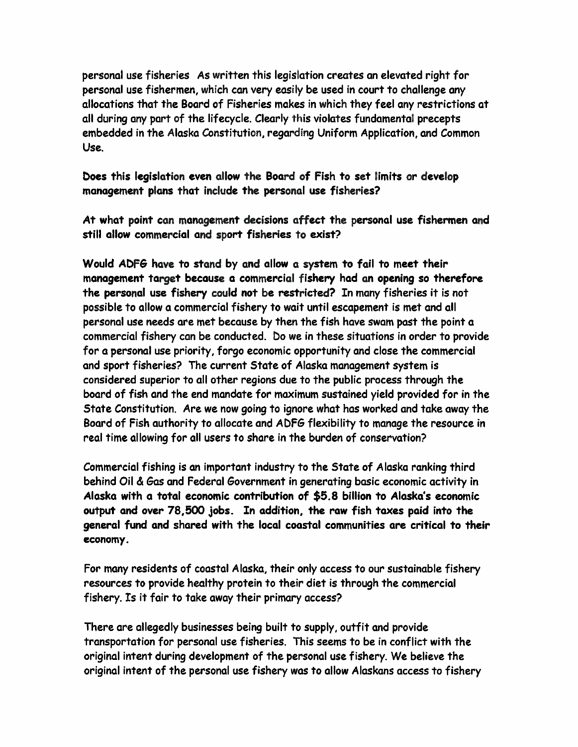personal use fisheries As written this legislation creates an elevated right for personal use fishermen, which can very easily be used in court to challenge any allocations that the Board of Fisheries makes in which they feel any restrictions at all during any part of the lifecycle. Clearly this violates fundamental precepts embedded in the Alaska Constitution, regarding Uniform Application, and Common Use.

**Does this legislation even allow the Board of Fish to set limits or develop management plans that include the personal use fisheries?**

**At what point can management decisions affect the personal use fishermen and still allow commercial and sport fisheries to exist?**

**Would ADFG have to stand by and allow a system to fail to meet their management target because a commercial fishery had an opening so therefore the personal use fishery could not be restricted?** In many fisheries it is not possible to allow a commercial fishery to wait until escapement is met and all personal use needs are met because by then the fish have swam past the point a commercial fishery can be conducted. Do we in these situations in order to provide for a personal use priority, forgo economic opportunity and close the commercial and sport fisheries? The current State of Alaska management system is considered superior to all other regions due to the public process through the board of fish and the end mandate for maximum sustained yield provided for in the State Constitution. Are we now going to ignore what has worked and take away the Board of Fish authority to allocate and ADFG flexibility to manage the resource in real time allowing for all users to share in the burden of conservation?

Commercial fishing is an important industry to the State of Alaska ranking third behind Oil & Gas and Federal Government in generating basic economic activity in **Alaska with a total economic contribution of $5.8 billion to Alaska's economic output and over 78,500 jobs. In addition, the raw fish taxes paid into the general fund and shared with the local coastal communities are critical to their economy.**

For many residents of coastal Alaska, their only access to our sustainable fishery resources to provide healthy protein to their diet is through the commercial fishery. Is it fair to take away their primary access?

There are allegedly businesses being built to supply, outfit and provide transportation for personal use fisheries. This seems to be in conflict with the original intent during development of the personal use fishery. We believe the original intent of the personal use fishery was to allow Alaskans access to fishery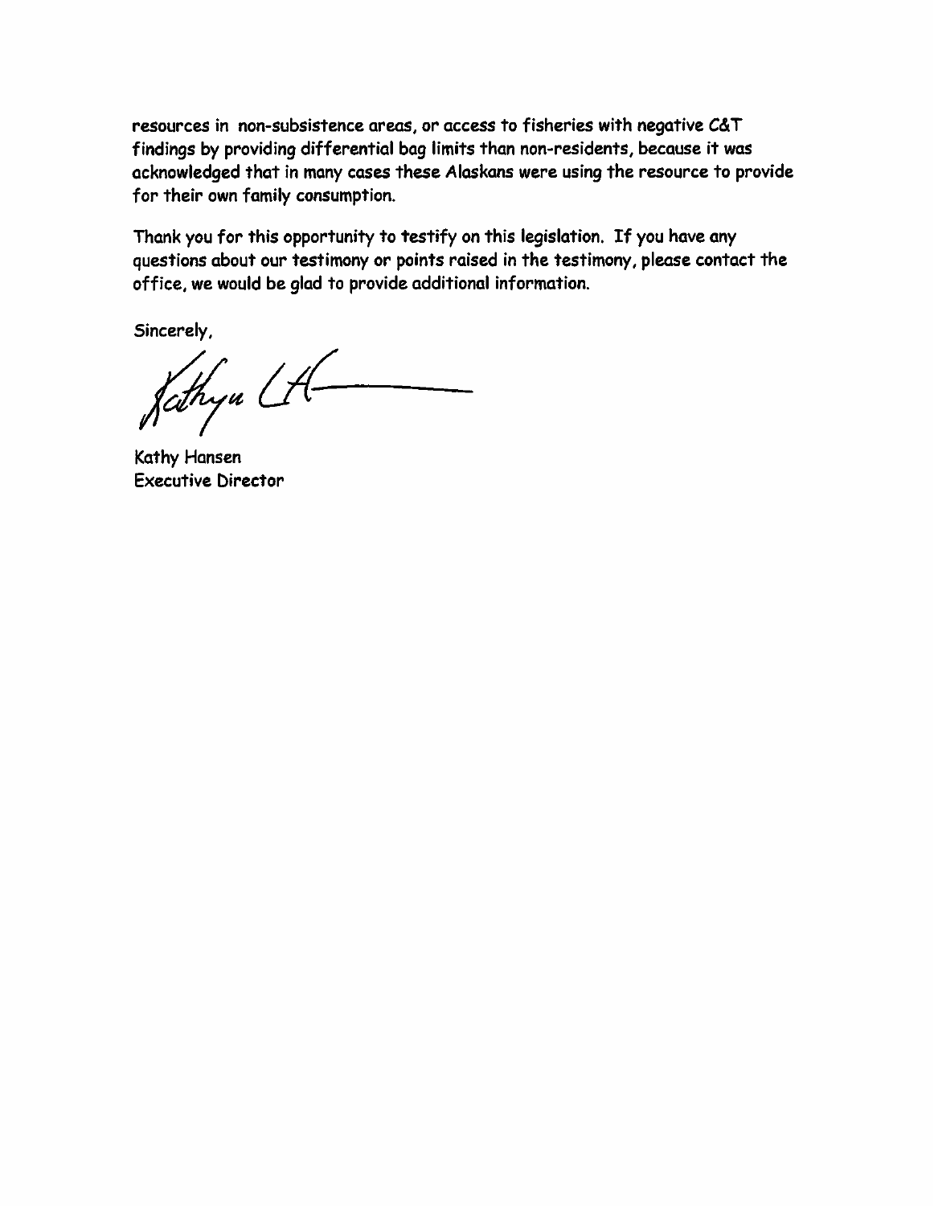resources in non-subsistence areas, or access to fisheries with negative C&T findings by providing differential bag limits than non-residents, because it was acknowledged that in many cases these Alaskans were using the resource to provide for their own family consumption.

Thank you for this opportunity to testify on this legislation. If you have any questions about our testimony or points raised in the testimony, please contact the office, we would be glad to provide additional information.

Sincerely,

Kathy Hansen
Executive Director